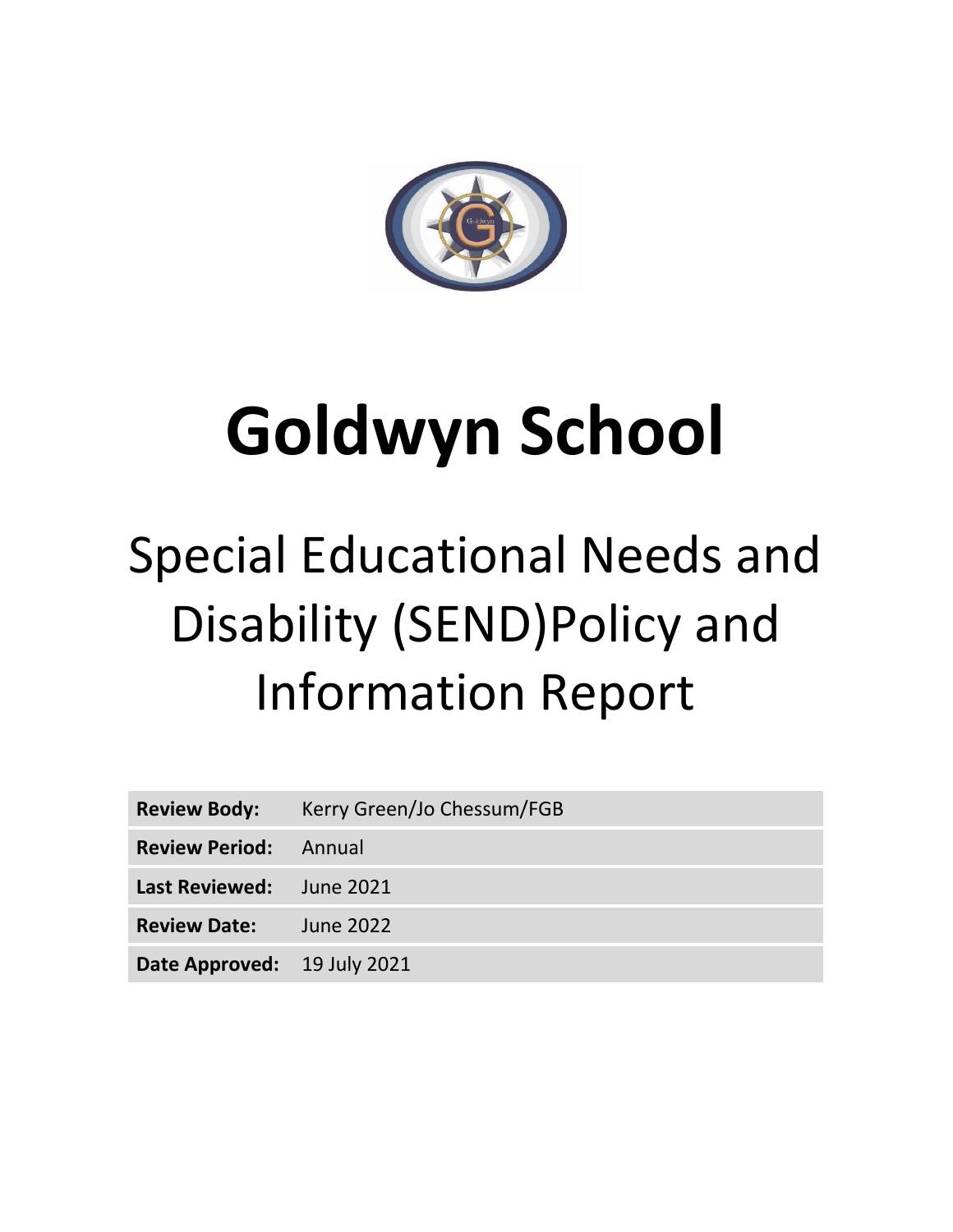# Goldwyn School

## Special Educational Needs and Disability (SEND)Policy and Information Report

| | |
|---|---|
| **Review Body:** | Kerry Green/Jo Chessum/FGB |
| **Review Period:** | Annual |
| **Last Reviewed:** | June 2021 |
| **Review Date:** | June 2022 |
| **Date Approved:** | 19 July 2021 |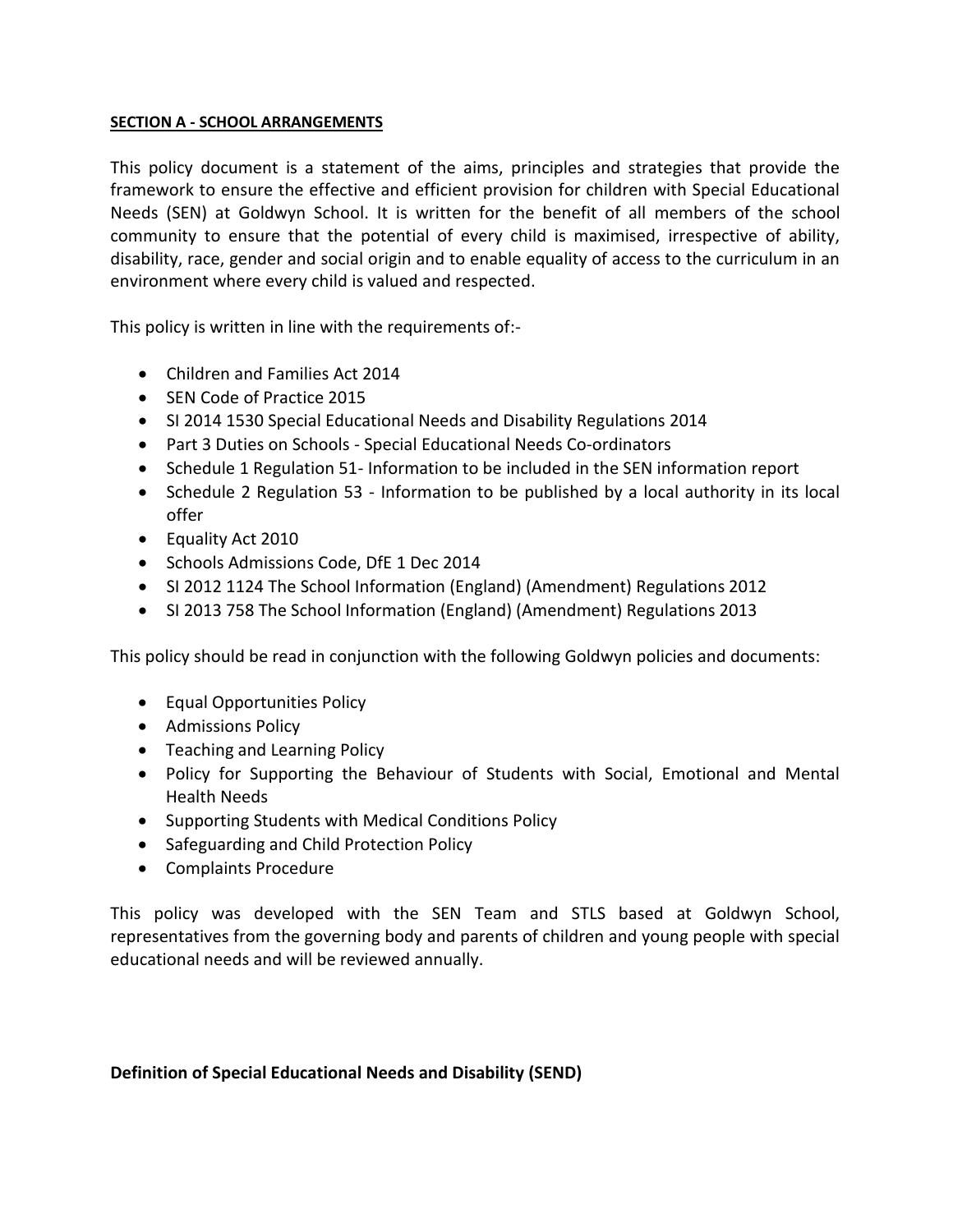**SECTION A - SCHOOL ARRANGEMENTS**

This policy document is a statement of the aims, principles and strategies that provide the framework to ensure the effective and efficient provision for children with Special Educational Needs (SEN) at Goldwyn School. It is written for the benefit of all members of the school community to ensure that the potential of every child is maximised, irrespective of ability, disability, race, gender and social origin and to enable equality of access to the curriculum in an environment where every child is valued and respected.

This policy is written in line with the requirements of:-

- Children and Families Act 2014
- SEN Code of Practice 2015
- SI 2014 1530 Special Educational Needs and Disability Regulations 2014
- Part 3 Duties on Schools - Special Educational Needs Co-ordinators
- Schedule 1 Regulation 51- Information to be included in the SEN information report
- Schedule 2 Regulation 53 - Information to be published by a local authority in its local offer
- Equality Act 2010
- Schools Admissions Code, DfE 1 Dec 2014
- SI 2012 1124 The School Information (England) (Amendment) Regulations 2012
- SI 2013 758 The School Information (England) (Amendment) Regulations 2013

This policy should be read in conjunction with the following Goldwyn policies and documents:

- Equal Opportunities Policy
- Admissions Policy
- Teaching and Learning Policy
- Policy for Supporting the Behaviour of Students with Social, Emotional and Mental Health Needs
- Supporting Students with Medical Conditions Policy
- Safeguarding and Child Protection Policy
- Complaints Procedure

This policy was developed with the SEN Team and STLS based at Goldwyn School, representatives from the governing body and parents of children and young people with special educational needs and will be reviewed annually.

**Definition of Special Educational Needs and Disability (SEND)**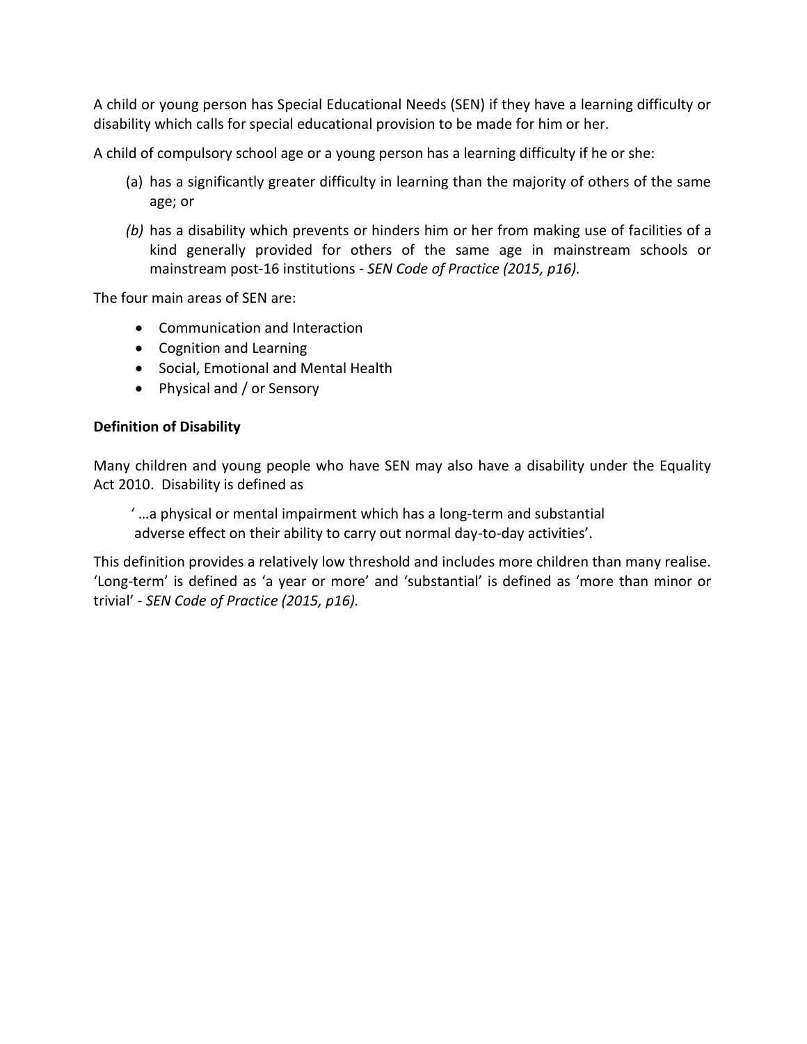A child or young person has Special Educational Needs (SEN) if they have a learning difficulty or disability which calls for special educational provision to be made for him or her.

A child of compulsory school age or a young person has a learning difficulty if he or she:

(a) has a significantly greater difficulty in learning than the majority of others of the same age; or

*(b)* has a disability which prevents or hinders him or her from making use of facilities of a kind generally provided for others of the same age in mainstream schools or mainstream post-16 institutions - *SEN Code of Practice (2015, p16).*

The four main areas of SEN are:

- Communication and Interaction
- Cognition and Learning
- Social, Emotional and Mental Health
- Physical and / or Sensory

**Definition of Disability**

Many children and young people who have SEN may also have a disability under the Equality Act 2010. Disability is defined as

> ' …a physical or mental impairment which has a long-term and substantial adverse effect on their ability to carry out normal day-to-day activities'.

This definition provides a relatively low threshold and includes more children than many realise. 'Long-term' is defined as 'a year or more' and 'substantial' is defined as 'more than minor or trivial' - *SEN Code of Practice (2015, p16).*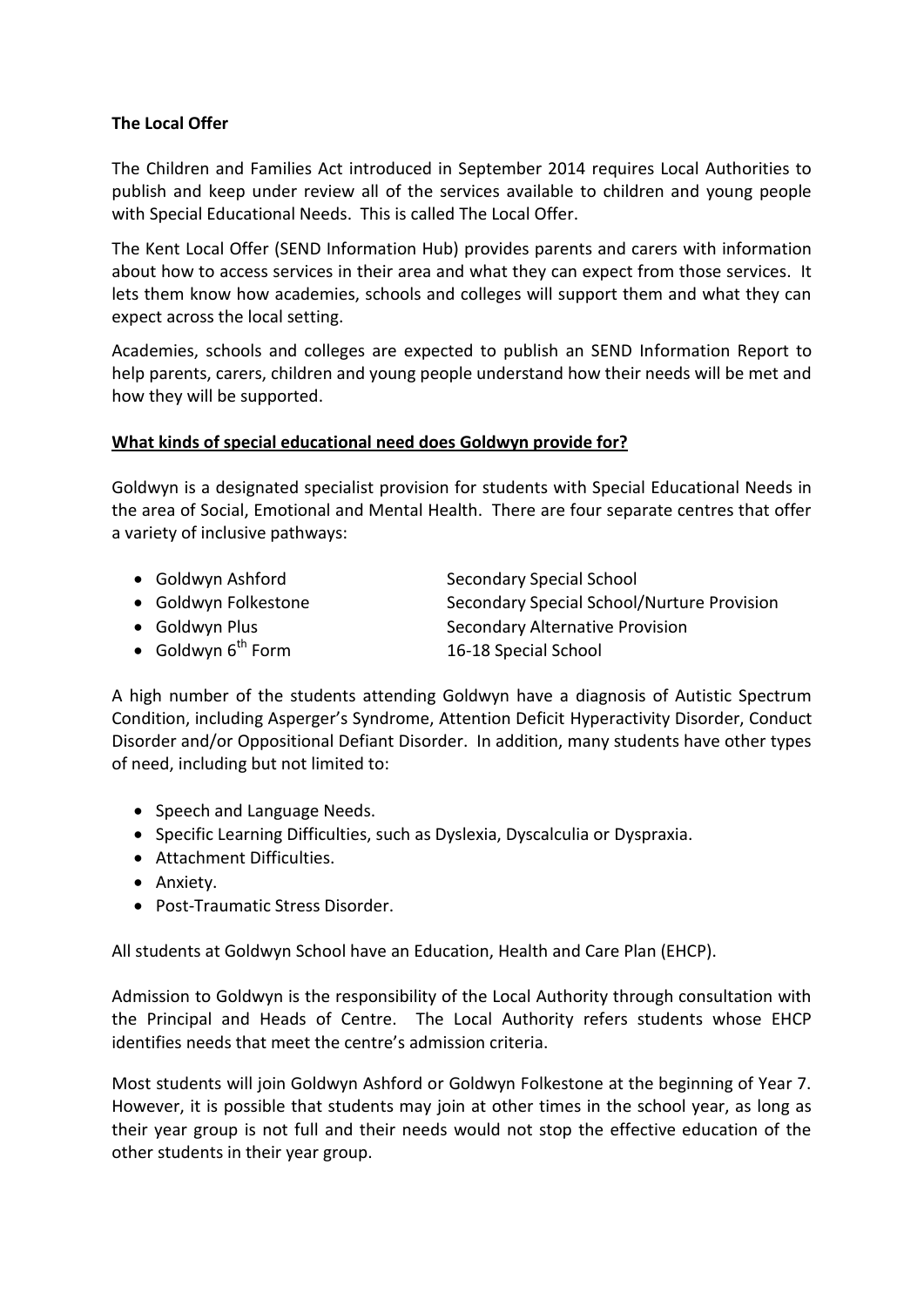**The Local Offer**

The Children and Families Act introduced in September 2014 requires Local Authorities to publish and keep under review all of the services available to children and young people with Special Educational Needs. This is called The Local Offer.

The Kent Local Offer (SEND Information Hub) provides parents and carers with information about how to access services in their area and what they can expect from those services. It lets them know how academies, schools and colleges will support them and what they can expect across the local setting.

Academies, schools and colleges are expected to publish an SEND Information Report to help parents, carers, children and young people understand how their needs will be met and how they will be supported.

**What kinds of special educational need does Goldwyn provide for?**

Goldwyn is a designated specialist provision for students with Special Educational Needs in the area of Social, Emotional and Mental Health. There are four separate centres that offer a variety of inclusive pathways:

- Goldwyn Ashford — Secondary Special School
- Goldwyn Folkestone — Secondary Special School/Nurture Provision
- Goldwyn Plus — Secondary Alternative Provision
- Goldwyn 6th Form — 16-18 Special School

A high number of the students attending Goldwyn have a diagnosis of Autistic Spectrum Condition, including Asperger's Syndrome, Attention Deficit Hyperactivity Disorder, Conduct Disorder and/or Oppositional Defiant Disorder. In addition, many students have other types of need, including but not limited to:

- Speech and Language Needs.
- Specific Learning Difficulties, such as Dyslexia, Dyscalculia or Dyspraxia.
- Attachment Difficulties.
- Anxiety.
- Post-Traumatic Stress Disorder.

All students at Goldwyn School have an Education, Health and Care Plan (EHCP).

Admission to Goldwyn is the responsibility of the Local Authority through consultation with the Principal and Heads of Centre. The Local Authority refers students whose EHCP identifies needs that meet the centre's admission criteria.

Most students will join Goldwyn Ashford or Goldwyn Folkestone at the beginning of Year 7. However, it is possible that students may join at other times in the school year, as long as their year group is not full and their needs would not stop the effective education of the other students in their year group.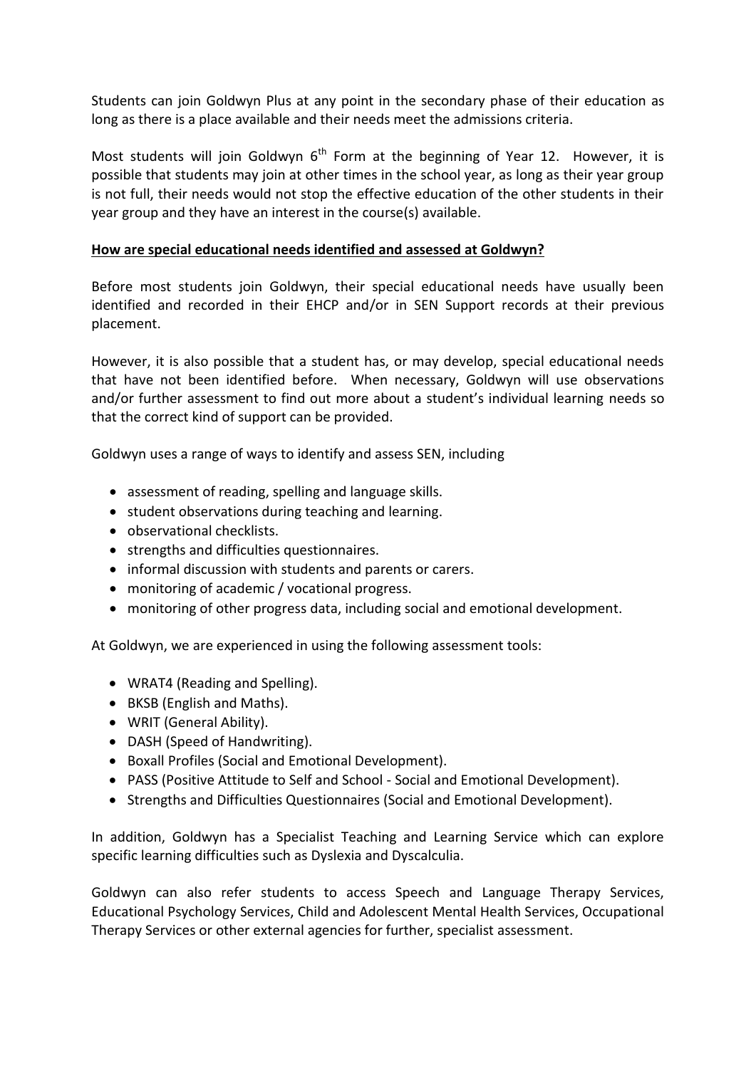Students can join Goldwyn Plus at any point in the secondary phase of their education as long as there is a place available and their needs meet the admissions criteria.

Most students will join Goldwyn 6th Form at the beginning of Year 12. However, it is possible that students may join at other times in the school year, as long as their year group is not full, their needs would not stop the effective education of the other students in their year group and they have an interest in the course(s) available.

**How are special educational needs identified and assessed at Goldwyn?**

Before most students join Goldwyn, their special educational needs have usually been identified and recorded in their EHCP and/or in SEN Support records at their previous placement.

However, it is also possible that a student has, or may develop, special educational needs that have not been identified before. When necessary, Goldwyn will use observations and/or further assessment to find out more about a student's individual learning needs so that the correct kind of support can be provided.

Goldwyn uses a range of ways to identify and assess SEN, including

- assessment of reading, spelling and language skills.
- student observations during teaching and learning.
- observational checklists.
- strengths and difficulties questionnaires.
- informal discussion with students and parents or carers.
- monitoring of academic / vocational progress.
- monitoring of other progress data, including social and emotional development.

At Goldwyn, we are experienced in using the following assessment tools:

- WRAT4 (Reading and Spelling).
- BKSB (English and Maths).
- WRIT (General Ability).
- DASH (Speed of Handwriting).
- Boxall Profiles (Social and Emotional Development).
- PASS (Positive Attitude to Self and School - Social and Emotional Development).
- Strengths and Difficulties Questionnaires (Social and Emotional Development).

In addition, Goldwyn has a Specialist Teaching and Learning Service which can explore specific learning difficulties such as Dyslexia and Dyscalculia.

Goldwyn can also refer students to access Speech and Language Therapy Services, Educational Psychology Services, Child and Adolescent Mental Health Services, Occupational Therapy Services or other external agencies for further, specialist assessment.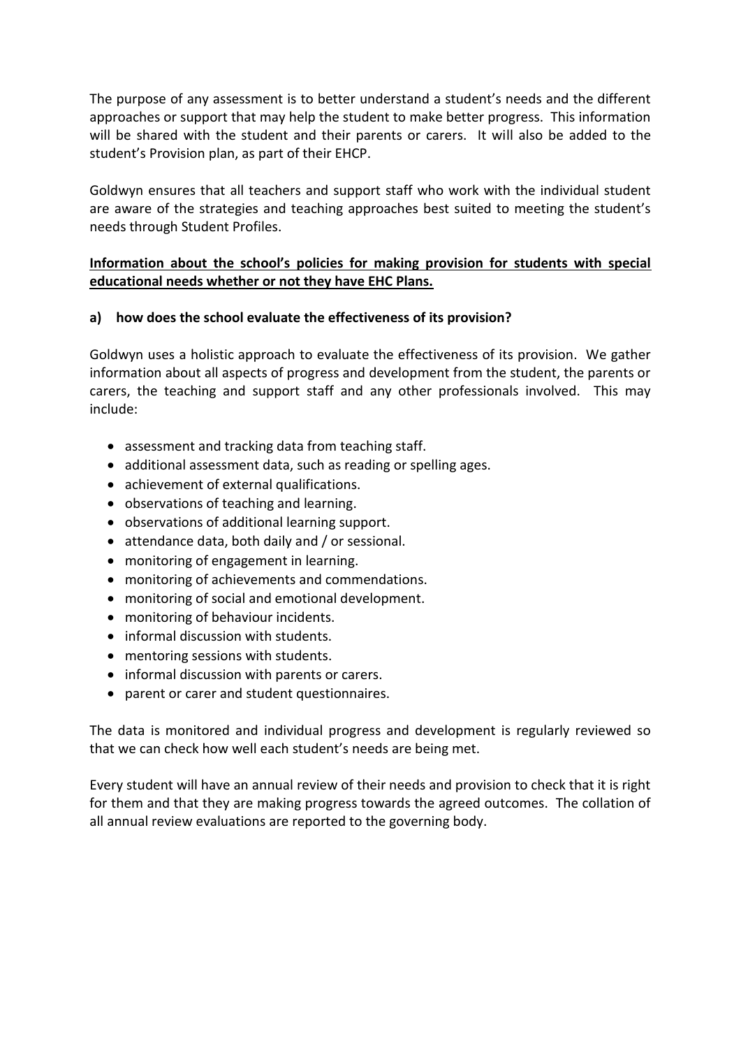The purpose of any assessment is to better understand a student's needs and the different approaches or support that may help the student to make better progress. This information will be shared with the student and their parents or carers. It will also be added to the student's Provision plan, as part of their EHCP.

Goldwyn ensures that all teachers and support staff who work with the individual student are aware of the strategies and teaching approaches best suited to meeting the student's needs through Student Profiles.

**Information about the school's policies for making provision for students with special educational needs whether or not they have EHC Plans.**

**a) how does the school evaluate the effectiveness of its provision?**

Goldwyn uses a holistic approach to evaluate the effectiveness of its provision. We gather information about all aspects of progress and development from the student, the parents or carers, the teaching and support staff and any other professionals involved. This may include:

- assessment and tracking data from teaching staff.
- additional assessment data, such as reading or spelling ages.
- achievement of external qualifications.
- observations of teaching and learning.
- observations of additional learning support.
- attendance data, both daily and / or sessional.
- monitoring of engagement in learning.
- monitoring of achievements and commendations.
- monitoring of social and emotional development.
- monitoring of behaviour incidents.
- informal discussion with students.
- mentoring sessions with students.
- informal discussion with parents or carers.
- parent or carer and student questionnaires.

The data is monitored and individual progress and development is regularly reviewed so that we can check how well each student's needs are being met.

Every student will have an annual review of their needs and provision to check that it is right for them and that they are making progress towards the agreed outcomes. The collation of all annual review evaluations are reported to the governing body.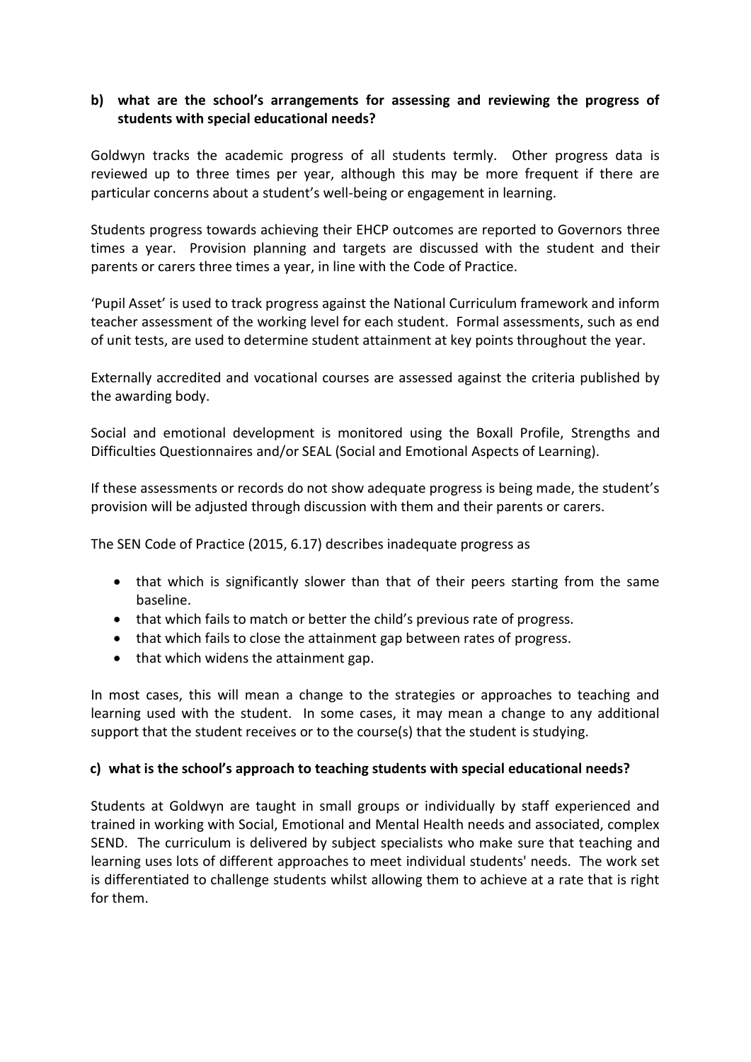**b) what are the school's arrangements for assessing and reviewing the progress of students with special educational needs?**

Goldwyn tracks the academic progress of all students termly. Other progress data is reviewed up to three times per year, although this may be more frequent if there are particular concerns about a student's well-being or engagement in learning.

Students progress towards achieving their EHCP outcomes are reported to Governors three times a year. Provision planning and targets are discussed with the student and their parents or carers three times a year, in line with the Code of Practice.

'Pupil Asset' is used to track progress against the National Curriculum framework and inform teacher assessment of the working level for each student. Formal assessments, such as end of unit tests, are used to determine student attainment at key points throughout the year.

Externally accredited and vocational courses are assessed against the criteria published by the awarding body.

Social and emotional development is monitored using the Boxall Profile, Strengths and Difficulties Questionnaires and/or SEAL (Social and Emotional Aspects of Learning).

If these assessments or records do not show adequate progress is being made, the student's provision will be adjusted through discussion with them and their parents or carers.

The SEN Code of Practice (2015, 6.17) describes inadequate progress as

- that which is significantly slower than that of their peers starting from the same baseline.
- that which fails to match or better the child's previous rate of progress.
- that which fails to close the attainment gap between rates of progress.
- that which widens the attainment gap.

In most cases, this will mean a change to the strategies or approaches to teaching and learning used with the student. In some cases, it may mean a change to any additional support that the student receives or to the course(s) that the student is studying.

**c) what is the school's approach to teaching students with special educational needs?**

Students at Goldwyn are taught in small groups or individually by staff experienced and trained in working with Social, Emotional and Mental Health needs and associated, complex SEND. The curriculum is delivered by subject specialists who make sure that teaching and learning uses lots of different approaches to meet individual students' needs. The work set is differentiated to challenge students whilst allowing them to achieve at a rate that is right for them.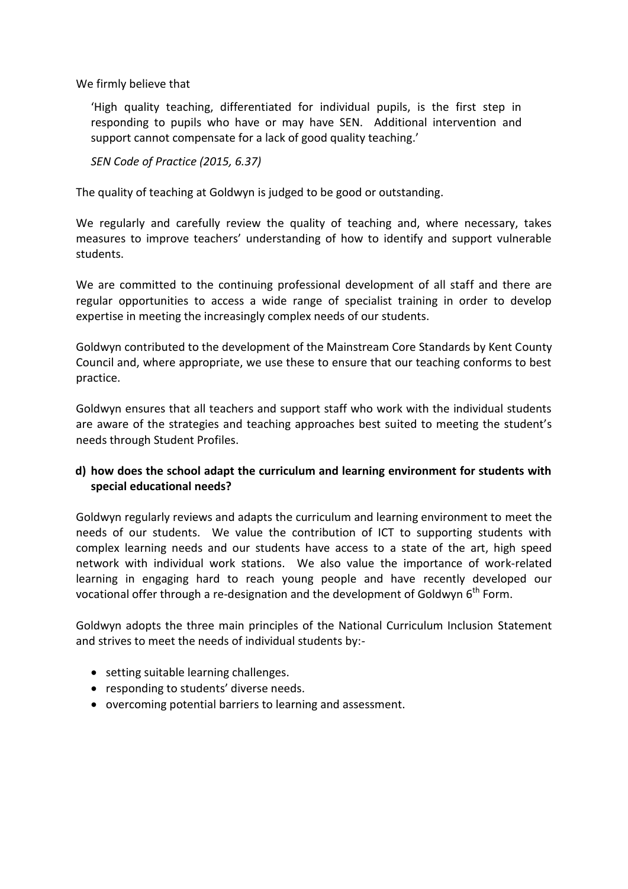We firmly believe that

> 'High quality teaching, differentiated for individual pupils, is the first step in responding to pupils who have or may have SEN. Additional intervention and support cannot compensate for a lack of good quality teaching.'
>
> *SEN Code of Practice (2015, 6.37)*

The quality of teaching at Goldwyn is judged to be good or outstanding.

We regularly and carefully review the quality of teaching and, where necessary, takes measures to improve teachers' understanding of how to identify and support vulnerable students.

We are committed to the continuing professional development of all staff and there are regular opportunities to access a wide range of specialist training in order to develop expertise in meeting the increasingly complex needs of our students.

Goldwyn contributed to the development of the Mainstream Core Standards by Kent County Council and, where appropriate, we use these to ensure that our teaching conforms to best practice.

Goldwyn ensures that all teachers and support staff who work with the individual students are aware of the strategies and teaching approaches best suited to meeting the student's needs through Student Profiles.

**d) how does the school adapt the curriculum and learning environment for students with special educational needs?**

Goldwyn regularly reviews and adapts the curriculum and learning environment to meet the needs of our students. We value the contribution of ICT to supporting students with complex learning needs and our students have access to a state of the art, high speed network with individual work stations. We also value the importance of work-related learning in engaging hard to reach young people and have recently developed our vocational offer through a re-designation and the development of Goldwyn 6th Form.

Goldwyn adopts the three main principles of the National Curriculum Inclusion Statement and strives to meet the needs of individual students by:-

- setting suitable learning challenges.
- responding to students' diverse needs.
- overcoming potential barriers to learning and assessment.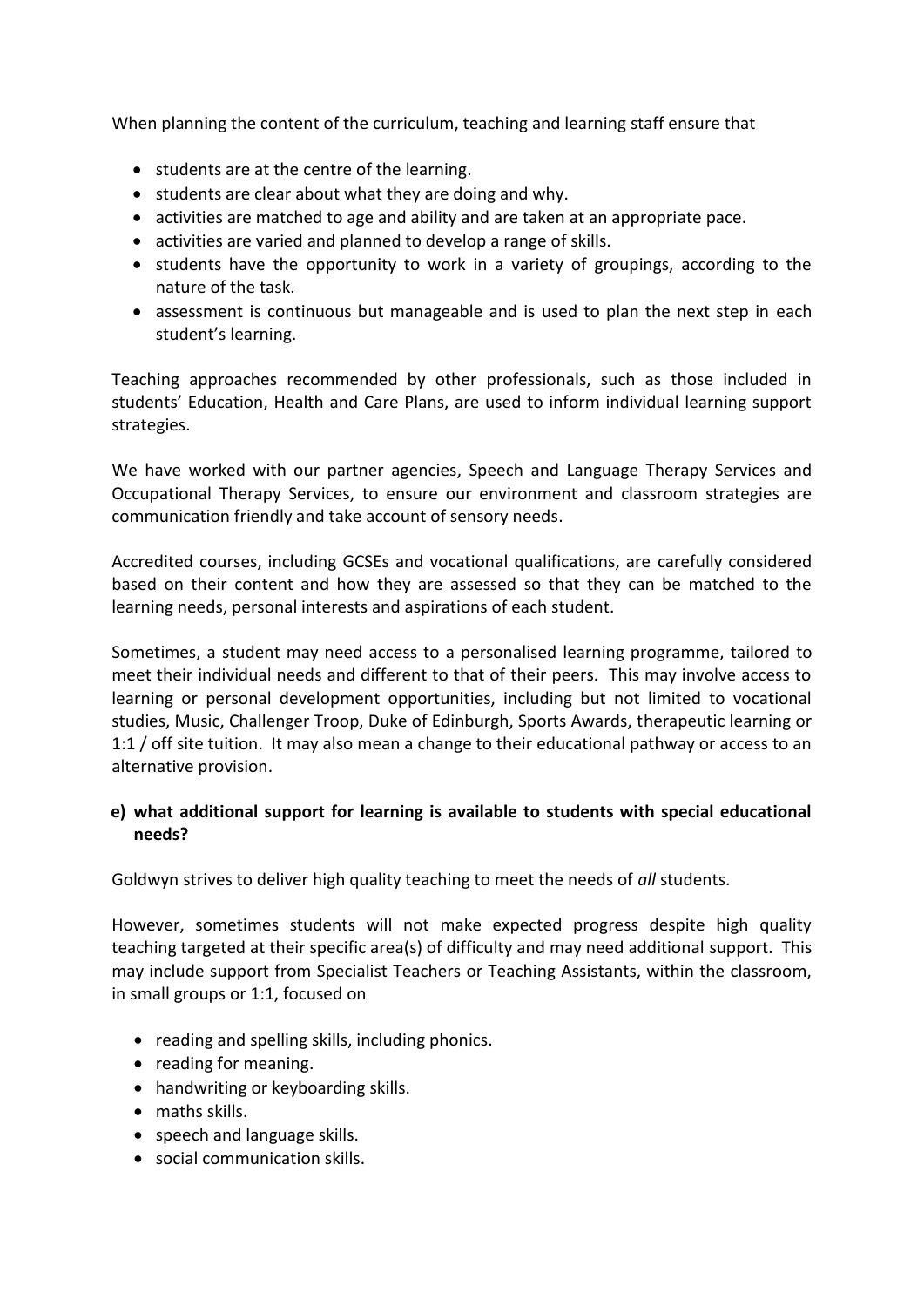When planning the content of the curriculum, teaching and learning staff ensure that

- students are at the centre of the learning.
- students are clear about what they are doing and why.
- activities are matched to age and ability and are taken at an appropriate pace.
- activities are varied and planned to develop a range of skills.
- students have the opportunity to work in a variety of groupings, according to the nature of the task.
- assessment is continuous but manageable and is used to plan the next step in each student's learning.

Teaching approaches recommended by other professionals, such as those included in students' Education, Health and Care Plans, are used to inform individual learning support strategies.

We have worked with our partner agencies, Speech and Language Therapy Services and Occupational Therapy Services, to ensure our environment and classroom strategies are communication friendly and take account of sensory needs.

Accredited courses, including GCSEs and vocational qualifications, are carefully considered based on their content and how they are assessed so that they can be matched to the learning needs, personal interests and aspirations of each student.

Sometimes, a student may need access to a personalised learning programme, tailored to meet their individual needs and different to that of their peers. This may involve access to learning or personal development opportunities, including but not limited to vocational studies, Music, Challenger Troop, Duke of Edinburgh, Sports Awards, therapeutic learning or 1:1 / off site tuition. It may also mean a change to their educational pathway or access to an alternative provision.

**e) what additional support for learning is available to students with special educational needs?**

Goldwyn strives to deliver high quality teaching to meet the needs of *all* students.

However, sometimes students will not make expected progress despite high quality teaching targeted at their specific area(s) of difficulty and may need additional support. This may include support from Specialist Teachers or Teaching Assistants, within the classroom, in small groups or 1:1, focused on

- reading and spelling skills, including phonics.
- reading for meaning.
- handwriting or keyboarding skills.
- maths skills.
- speech and language skills.
- social communication skills.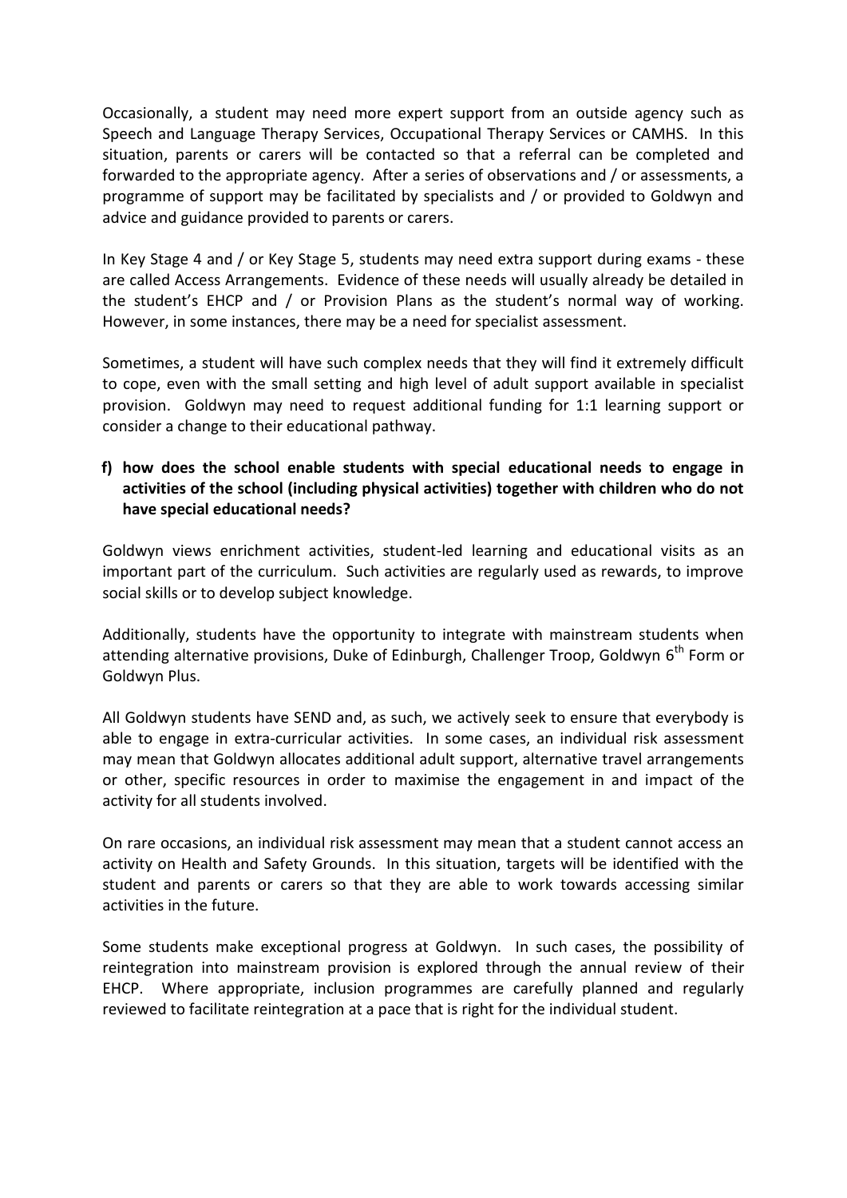Occasionally, a student may need more expert support from an outside agency such as Speech and Language Therapy Services, Occupational Therapy Services or CAMHS. In this situation, parents or carers will be contacted so that a referral can be completed and forwarded to the appropriate agency. After a series of observations and / or assessments, a programme of support may be facilitated by specialists and / or provided to Goldwyn and advice and guidance provided to parents or carers.

In Key Stage 4 and / or Key Stage 5, students may need extra support during exams - these are called Access Arrangements. Evidence of these needs will usually already be detailed in the student's EHCP and / or Provision Plans as the student's normal way of working. However, in some instances, there may be a need for specialist assessment.

Sometimes, a student will have such complex needs that they will find it extremely difficult to cope, even with the small setting and high level of adult support available in specialist provision. Goldwyn may need to request additional funding for 1:1 learning support or consider a change to their educational pathway.

**f) how does the school enable students with special educational needs to engage in activities of the school (including physical activities) together with children who do not have special educational needs?**

Goldwyn views enrichment activities, student-led learning and educational visits as an important part of the curriculum. Such activities are regularly used as rewards, to improve social skills or to develop subject knowledge.

Additionally, students have the opportunity to integrate with mainstream students when attending alternative provisions, Duke of Edinburgh, Challenger Troop, Goldwyn 6th Form or Goldwyn Plus.

All Goldwyn students have SEND and, as such, we actively seek to ensure that everybody is able to engage in extra-curricular activities. In some cases, an individual risk assessment may mean that Goldwyn allocates additional adult support, alternative travel arrangements or other, specific resources in order to maximise the engagement in and impact of the activity for all students involved.

On rare occasions, an individual risk assessment may mean that a student cannot access an activity on Health and Safety Grounds. In this situation, targets will be identified with the student and parents or carers so that they are able to work towards accessing similar activities in the future.

Some students make exceptional progress at Goldwyn. In such cases, the possibility of reintegration into mainstream provision is explored through the annual review of their EHCP. Where appropriate, inclusion programmes are carefully planned and regularly reviewed to facilitate reintegration at a pace that is right for the individual student.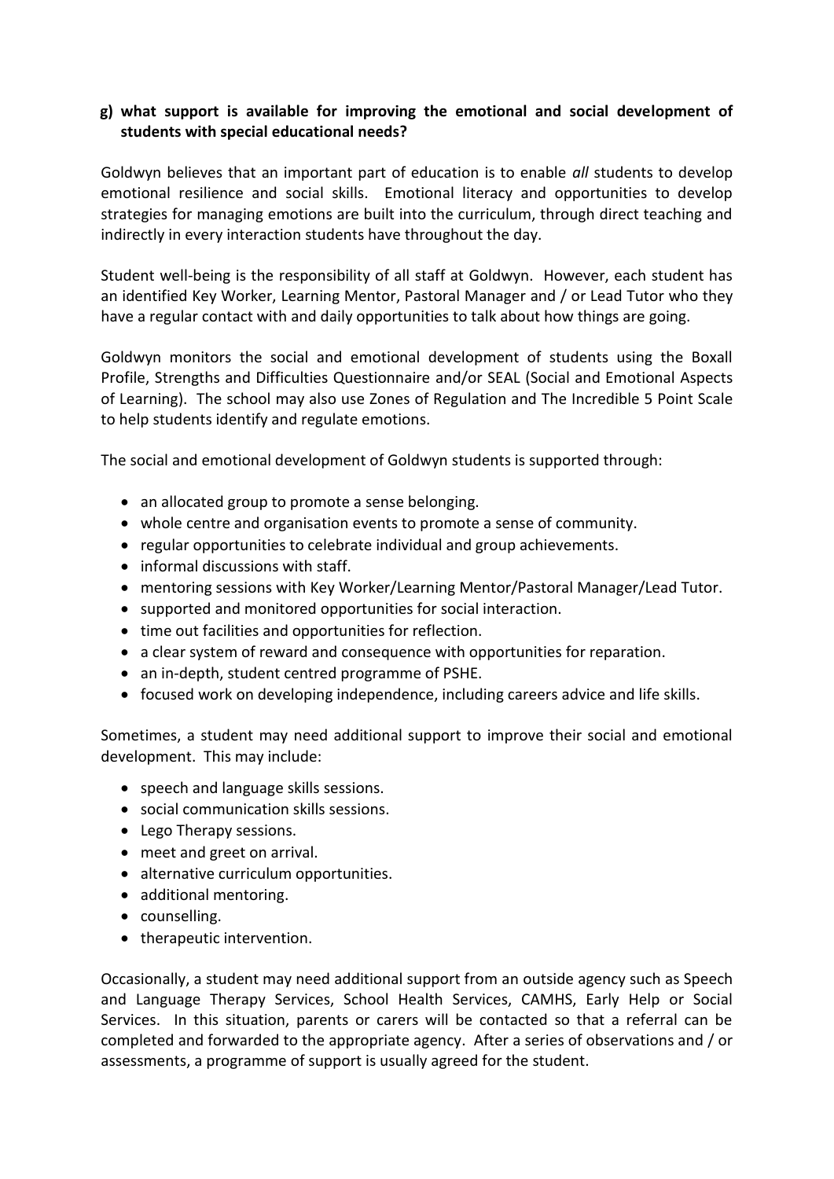**g) what support is available for improving the emotional and social development of students with special educational needs?**

Goldwyn believes that an important part of education is to enable *all* students to develop emotional resilience and social skills. Emotional literacy and opportunities to develop strategies for managing emotions are built into the curriculum, through direct teaching and indirectly in every interaction students have throughout the day.

Student well-being is the responsibility of all staff at Goldwyn. However, each student has an identified Key Worker, Learning Mentor, Pastoral Manager and / or Lead Tutor who they have a regular contact with and daily opportunities to talk about how things are going.

Goldwyn monitors the social and emotional development of students using the Boxall Profile, Strengths and Difficulties Questionnaire and/or SEAL (Social and Emotional Aspects of Learning). The school may also use Zones of Regulation and The Incredible 5 Point Scale to help students identify and regulate emotions.

The social and emotional development of Goldwyn students is supported through:

- an allocated group to promote a sense belonging.
- whole centre and organisation events to promote a sense of community.
- regular opportunities to celebrate individual and group achievements.
- informal discussions with staff.
- mentoring sessions with Key Worker/Learning Mentor/Pastoral Manager/Lead Tutor.
- supported and monitored opportunities for social interaction.
- time out facilities and opportunities for reflection.
- a clear system of reward and consequence with opportunities for reparation.
- an in-depth, student centred programme of PSHE.
- focused work on developing independence, including careers advice and life skills.

Sometimes, a student may need additional support to improve their social and emotional development. This may include:

- speech and language skills sessions.
- social communication skills sessions.
- Lego Therapy sessions.
- meet and greet on arrival.
- alternative curriculum opportunities.
- additional mentoring.
- counselling.
- therapeutic intervention.

Occasionally, a student may need additional support from an outside agency such as Speech and Language Therapy Services, School Health Services, CAMHS, Early Help or Social Services. In this situation, parents or carers will be contacted so that a referral can be completed and forwarded to the appropriate agency. After a series of observations and / or assessments, a programme of support is usually agreed for the student.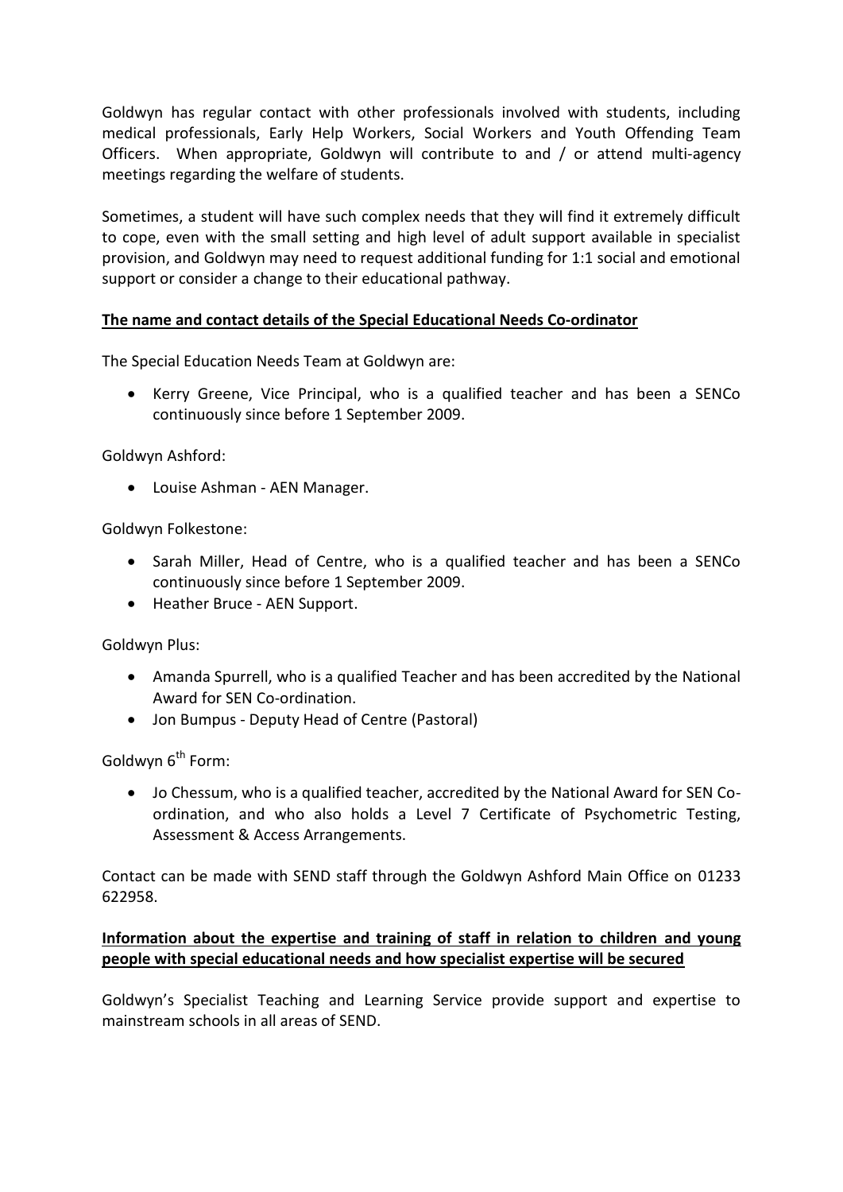Goldwyn has regular contact with other professionals involved with students, including medical professionals, Early Help Workers, Social Workers and Youth Offending Team Officers. When appropriate, Goldwyn will contribute to and / or attend multi-agency meetings regarding the welfare of students.

Sometimes, a student will have such complex needs that they will find it extremely difficult to cope, even with the small setting and high level of adult support available in specialist provision, and Goldwyn may need to request additional funding for 1:1 social and emotional support or consider a change to their educational pathway.

**The name and contact details of the Special Educational Needs Co-ordinator**

The Special Education Needs Team at Goldwyn are:

- Kerry Greene, Vice Principal, who is a qualified teacher and has been a SENCo continuously since before 1 September 2009.

Goldwyn Ashford:

- Louise Ashman - AEN Manager.

Goldwyn Folkestone:

- Sarah Miller, Head of Centre, who is a qualified teacher and has been a SENCo continuously since before 1 September 2009.
- Heather Bruce - AEN Support.

Goldwyn Plus:

- Amanda Spurrell, who is a qualified Teacher and has been accredited by the National Award for SEN Co-ordination.
- Jon Bumpus - Deputy Head of Centre (Pastoral)

Goldwyn 6th Form:

- Jo Chessum, who is a qualified teacher, accredited by the National Award for SEN Co-ordination, and who also holds a Level 7 Certificate of Psychometric Testing, Assessment & Access Arrangements.

Contact can be made with SEND staff through the Goldwyn Ashford Main Office on 01233 622958.

**Information about the expertise and training of staff in relation to children and young people with special educational needs and how specialist expertise will be secured**

Goldwyn's Specialist Teaching and Learning Service provide support and expertise to mainstream schools in all areas of SEND.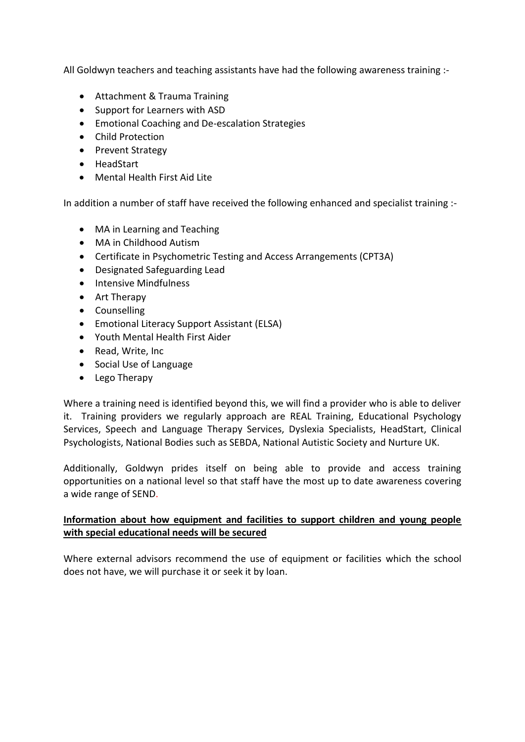All Goldwyn teachers and teaching assistants have had the following awareness training :-

- Attachment & Trauma Training
- Support for Learners with ASD
- Emotional Coaching and De-escalation Strategies
- Child Protection
- Prevent Strategy
- HeadStart
- Mental Health First Aid Lite

In addition a number of staff have received the following enhanced and specialist training :-

- MA in Learning and Teaching
- MA in Childhood Autism
- Certificate in Psychometric Testing and Access Arrangements (CPT3A)
- Designated Safeguarding Lead
- Intensive Mindfulness
- Art Therapy
- Counselling
- Emotional Literacy Support Assistant (ELSA)
- Youth Mental Health First Aider
- Read, Write, Inc
- Social Use of Language
- Lego Therapy

Where a training need is identified beyond this, we will find a provider who is able to deliver it. Training providers we regularly approach are REAL Training, Educational Psychology Services, Speech and Language Therapy Services, Dyslexia Specialists, HeadStart, Clinical Psychologists, National Bodies such as SEBDA, National Autistic Society and Nurture UK.

Additionally, Goldwyn prides itself on being able to provide and access training opportunities on a national level so that staff have the most up to date awareness covering a wide range of SEND.

**Information about how equipment and facilities to support children and young people with special educational needs will be secured**

Where external advisors recommend the use of equipment or facilities which the school does not have, we will purchase it or seek it by loan.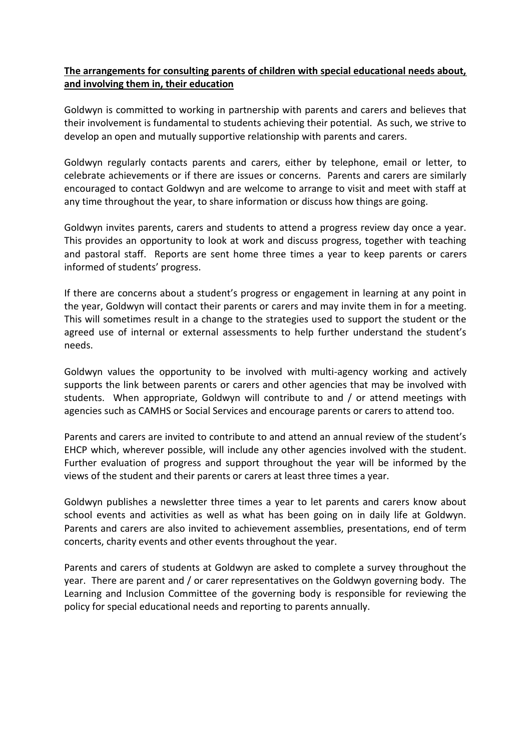**<u>The arrangements for consulting parents of children with special educational needs about, and involving them in, their education</u>**

Goldwyn is committed to working in partnership with parents and carers and believes that their involvement is fundamental to students achieving their potential. As such, we strive to develop an open and mutually supportive relationship with parents and carers.

Goldwyn regularly contacts parents and carers, either by telephone, email or letter, to celebrate achievements or if there are issues or concerns. Parents and carers are similarly encouraged to contact Goldwyn and are welcome to arrange to visit and meet with staff at any time throughout the year, to share information or discuss how things are going.

Goldwyn invites parents, carers and students to attend a progress review day once a year. This provides an opportunity to look at work and discuss progress, together with teaching and pastoral staff. Reports are sent home three times a year to keep parents or carers informed of students' progress.

If there are concerns about a student's progress or engagement in learning at any point in the year, Goldwyn will contact their parents or carers and may invite them in for a meeting. This will sometimes result in a change to the strategies used to support the student or the agreed use of internal or external assessments to help further understand the student's needs.

Goldwyn values the opportunity to be involved with multi-agency working and actively supports the link between parents or carers and other agencies that may be involved with students. When appropriate, Goldwyn will contribute to and / or attend meetings with agencies such as CAMHS or Social Services and encourage parents or carers to attend too.

Parents and carers are invited to contribute to and attend an annual review of the student's EHCP which, wherever possible, will include any other agencies involved with the student. Further evaluation of progress and support throughout the year will be informed by the views of the student and their parents or carers at least three times a year.

Goldwyn publishes a newsletter three times a year to let parents and carers know about school events and activities as well as what has been going on in daily life at Goldwyn. Parents and carers are also invited to achievement assemblies, presentations, end of term concerts, charity events and other events throughout the year.

Parents and carers of students at Goldwyn are asked to complete a survey throughout the year. There are parent and / or carer representatives on the Goldwyn governing body. The Learning and Inclusion Committee of the governing body is responsible for reviewing the policy for special educational needs and reporting to parents annually.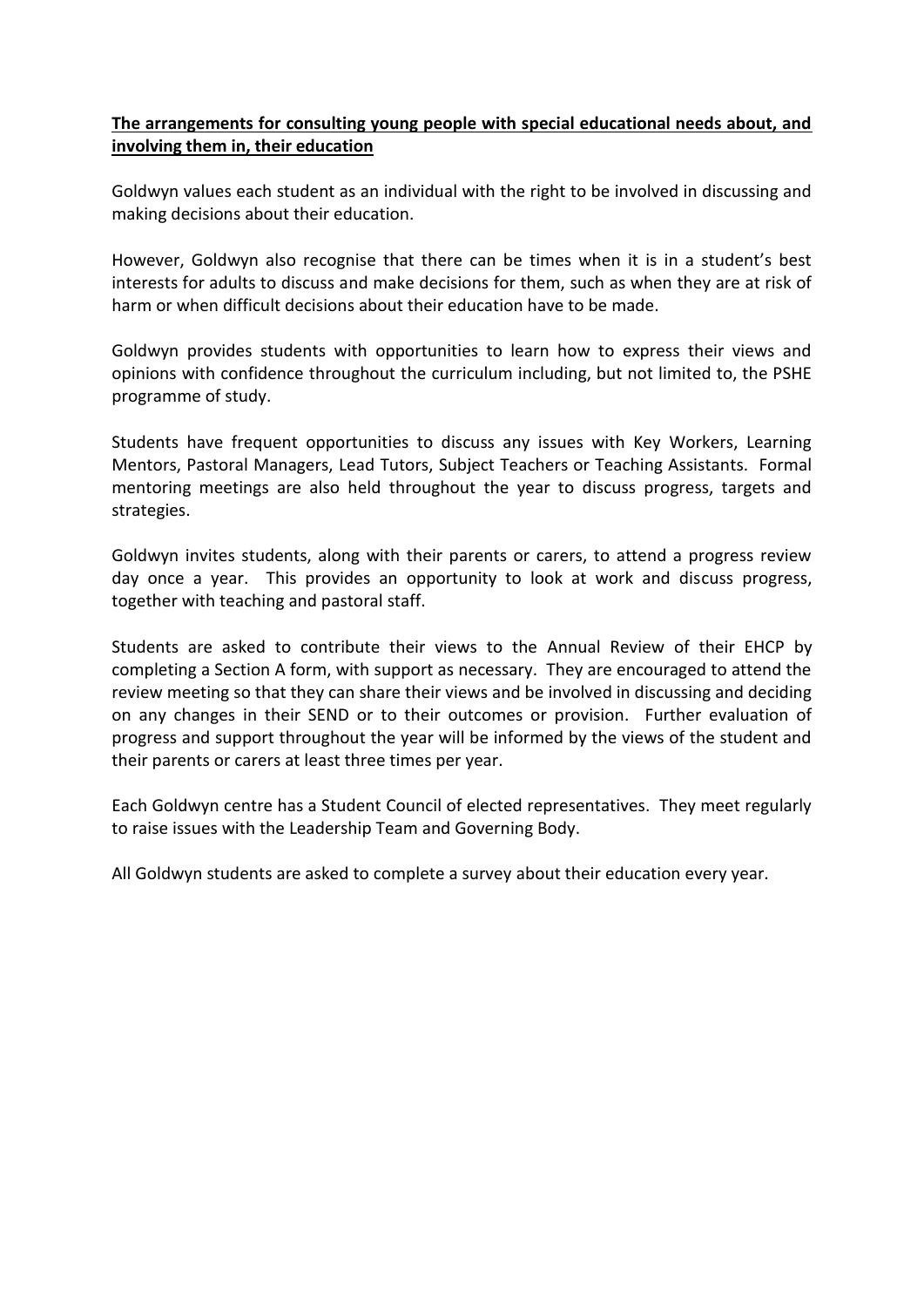**<u>The arrangements for consulting young people with special educational needs about, and involving them in, their education</u>**

Goldwyn values each student as an individual with the right to be involved in discussing and making decisions about their education.

However, Goldwyn also recognise that there can be times when it is in a student's best interests for adults to discuss and make decisions for them, such as when they are at risk of harm or when difficult decisions about their education have to be made.

Goldwyn provides students with opportunities to learn how to express their views and opinions with confidence throughout the curriculum including, but not limited to, the PSHE programme of study.

Students have frequent opportunities to discuss any issues with Key Workers, Learning Mentors, Pastoral Managers, Lead Tutors, Subject Teachers or Teaching Assistants. Formal mentoring meetings are also held throughout the year to discuss progress, targets and strategies.

Goldwyn invites students, along with their parents or carers, to attend a progress review day once a year. This provides an opportunity to look at work and discuss progress, together with teaching and pastoral staff.

Students are asked to contribute their views to the Annual Review of their EHCP by completing a Section A form, with support as necessary. They are encouraged to attend the review meeting so that they can share their views and be involved in discussing and deciding on any changes in their SEND or to their outcomes or provision. Further evaluation of progress and support throughout the year will be informed by the views of the student and their parents or carers at least three times per year.

Each Goldwyn centre has a Student Council of elected representatives. They meet regularly to raise issues with the Leadership Team and Governing Body.

All Goldwyn students are asked to complete a survey about their education every year.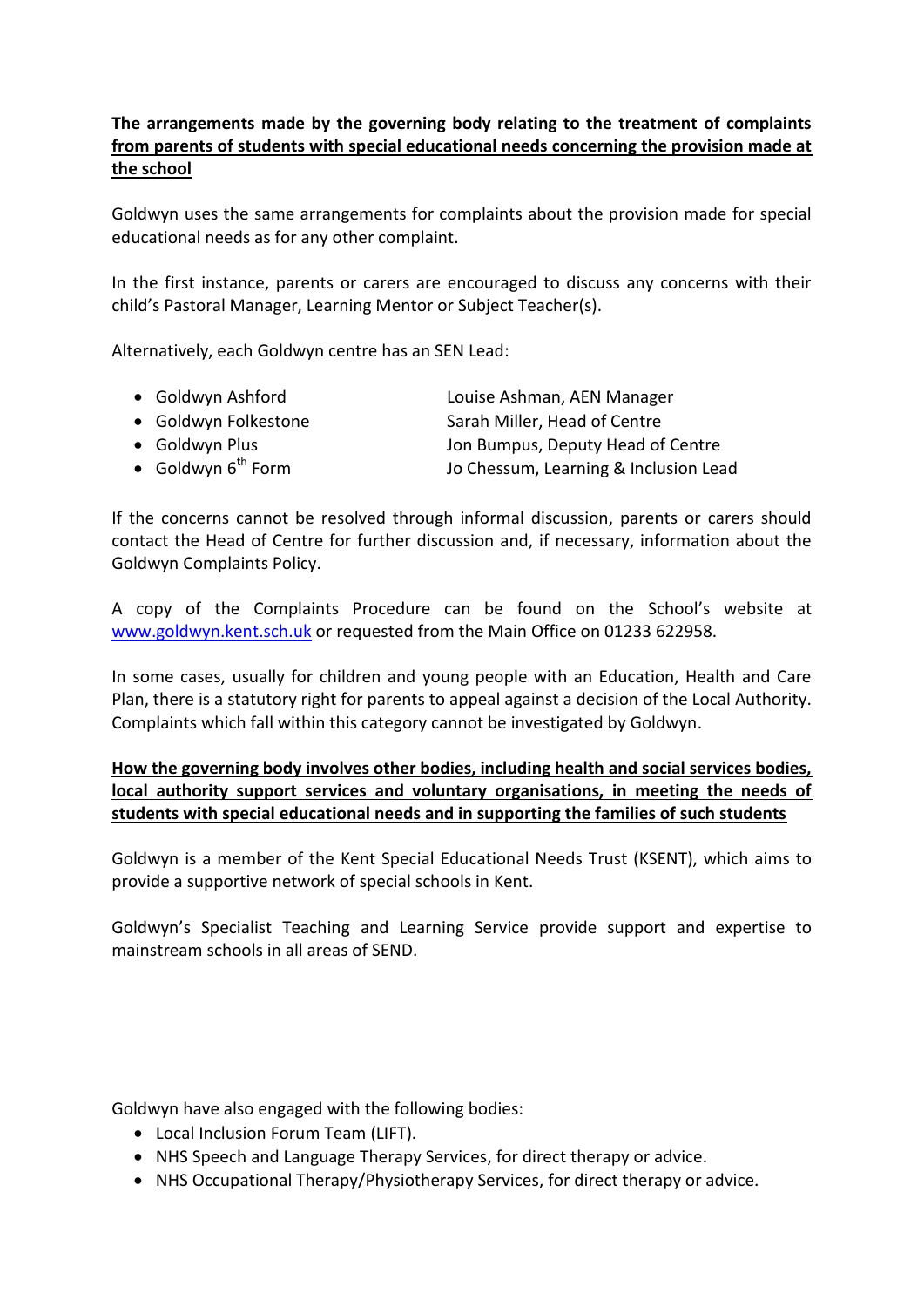**The arrangements made by the governing body relating to the treatment of complaints from parents of students with special educational needs concerning the provision made at the school**

Goldwyn uses the same arrangements for complaints about the provision made for special educational needs as for any other complaint.

In the first instance, parents or carers are encouraged to discuss any concerns with their child's Pastoral Manager, Learning Mentor or Subject Teacher(s).

Alternatively, each Goldwyn centre has an SEN Lead:

- Goldwyn Ashford — Louise Ashman, AEN Manager
- Goldwyn Folkestone — Sarah Miller, Head of Centre
- Goldwyn Plus — Jon Bumpus, Deputy Head of Centre
- Goldwyn 6th Form — Jo Chessum, Learning & Inclusion Lead

If the concerns cannot be resolved through informal discussion, parents or carers should contact the Head of Centre for further discussion and, if necessary, information about the Goldwyn Complaints Policy.

A copy of the Complaints Procedure can be found on the School's website at [www.goldwyn.kent.sch.uk](http://www.goldwyn.kent.sch.uk) or requested from the Main Office on 01233 622958.

In some cases, usually for children and young people with an Education, Health and Care Plan, there is a statutory right for parents to appeal against a decision of the Local Authority. Complaints which fall within this category cannot be investigated by Goldwyn.

**How the governing body involves other bodies, including health and social services bodies, local authority support services and voluntary organisations, in meeting the needs of students with special educational needs and in supporting the families of such students**

Goldwyn is a member of the Kent Special Educational Needs Trust (KSENT), which aims to provide a supportive network of special schools in Kent.

Goldwyn's Specialist Teaching and Learning Service provide support and expertise to mainstream schools in all areas of SEND.

Goldwyn have also engaged with the following bodies:

- Local Inclusion Forum Team (LIFT).
- NHS Speech and Language Therapy Services, for direct therapy or advice.
- NHS Occupational Therapy/Physiotherapy Services, for direct therapy or advice.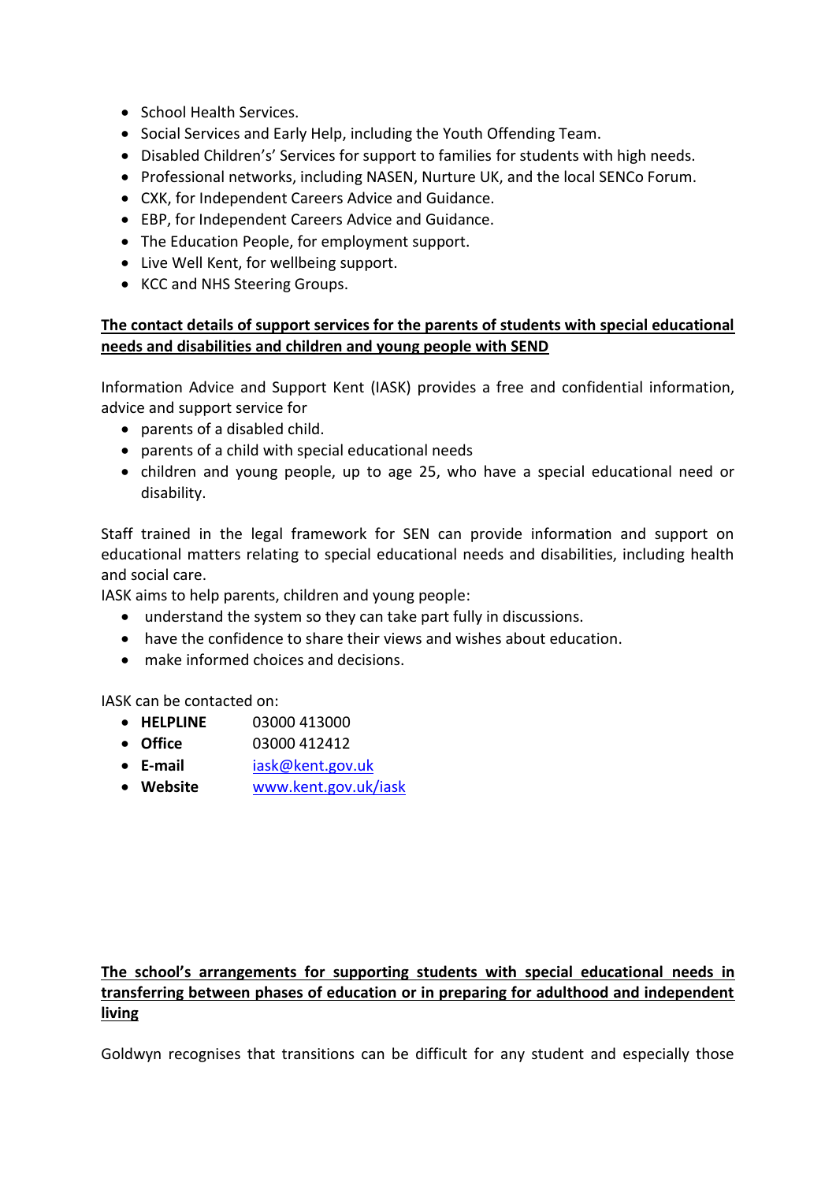- School Health Services.
- Social Services and Early Help, including the Youth Offending Team.
- Disabled Children's' Services for support to families for students with high needs.
- Professional networks, including NASEN, Nurture UK, and the local SENCo Forum.
- CXK, for Independent Careers Advice and Guidance.
- EBP, for Independent Careers Advice and Guidance.
- The Education People, for employment support.
- Live Well Kent, for wellbeing support.
- KCC and NHS Steering Groups.

**The contact details of support services for the parents of students with special educational needs and disabilities and children and young people with SEND**

Information Advice and Support Kent (IASK) provides a free and confidential information, advice and support service for

- parents of a disabled child.
- parents of a child with special educational needs
- children and young people, up to age 25, who have a special educational need or disability.

Staff trained in the legal framework for SEN can provide information and support on educational matters relating to special educational needs and disabilities, including health and social care.
IASK aims to help parents, children and young people:

- understand the system so they can take part fully in discussions.
- have the confidence to share their views and wishes about education.
- make informed choices and decisions.

IASK can be contacted on:

- **HELPLINE** 03000 413000
- **Office** 03000 412412
- **E-mail** iask@kent.gov.uk
- **Website** www.kent.gov.uk/iask

**The school's arrangements for supporting students with special educational needs in transferring between phases of education or in preparing for adulthood and independent living**

Goldwyn recognises that transitions can be difficult for any student and especially those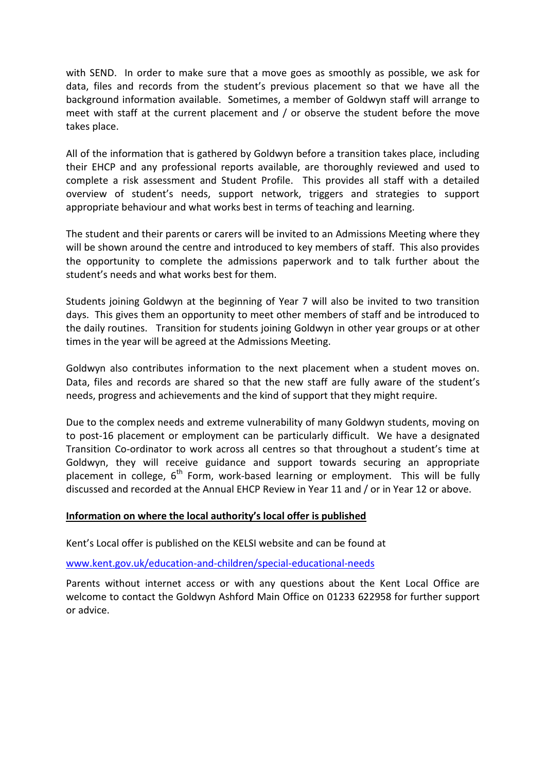with SEND. In order to make sure that a move goes as smoothly as possible, we ask for data, files and records from the student's previous placement so that we have all the background information available. Sometimes, a member of Goldwyn staff will arrange to meet with staff at the current placement and / or observe the student before the move takes place.

All of the information that is gathered by Goldwyn before a transition takes place, including their EHCP and any professional reports available, are thoroughly reviewed and used to complete a risk assessment and Student Profile. This provides all staff with a detailed overview of student's needs, support network, triggers and strategies to support appropriate behaviour and what works best in terms of teaching and learning.

The student and their parents or carers will be invited to an Admissions Meeting where they will be shown around the centre and introduced to key members of staff. This also provides the opportunity to complete the admissions paperwork and to talk further about the student's needs and what works best for them.

Students joining Goldwyn at the beginning of Year 7 will also be invited to two transition days. This gives them an opportunity to meet other members of staff and be introduced to the daily routines. Transition for students joining Goldwyn in other year groups or at other times in the year will be agreed at the Admissions Meeting.

Goldwyn also contributes information to the next placement when a student moves on. Data, files and records are shared so that the new staff are fully aware of the student's needs, progress and achievements and the kind of support that they might require.

Due to the complex needs and extreme vulnerability of many Goldwyn students, moving on to post-16 placement or employment can be particularly difficult. We have a designated Transition Co-ordinator to work across all centres so that throughout a student's time at Goldwyn, they will receive guidance and support towards securing an appropriate placement in college, 6th Form, work-based learning or employment. This will be fully discussed and recorded at the Annual EHCP Review in Year 11 and / or in Year 12 or above.

**Information on where the local authority's local offer is published**

Kent's Local offer is published on the KELSI website and can be found at

[www.kent.gov.uk/education-and-children/special-educational-needs](http://www.kent.gov.uk/education-and-children/special-educational-needs)

Parents without internet access or with any questions about the Kent Local Office are welcome to contact the Goldwyn Ashford Main Office on 01233 622958 for further support or advice.